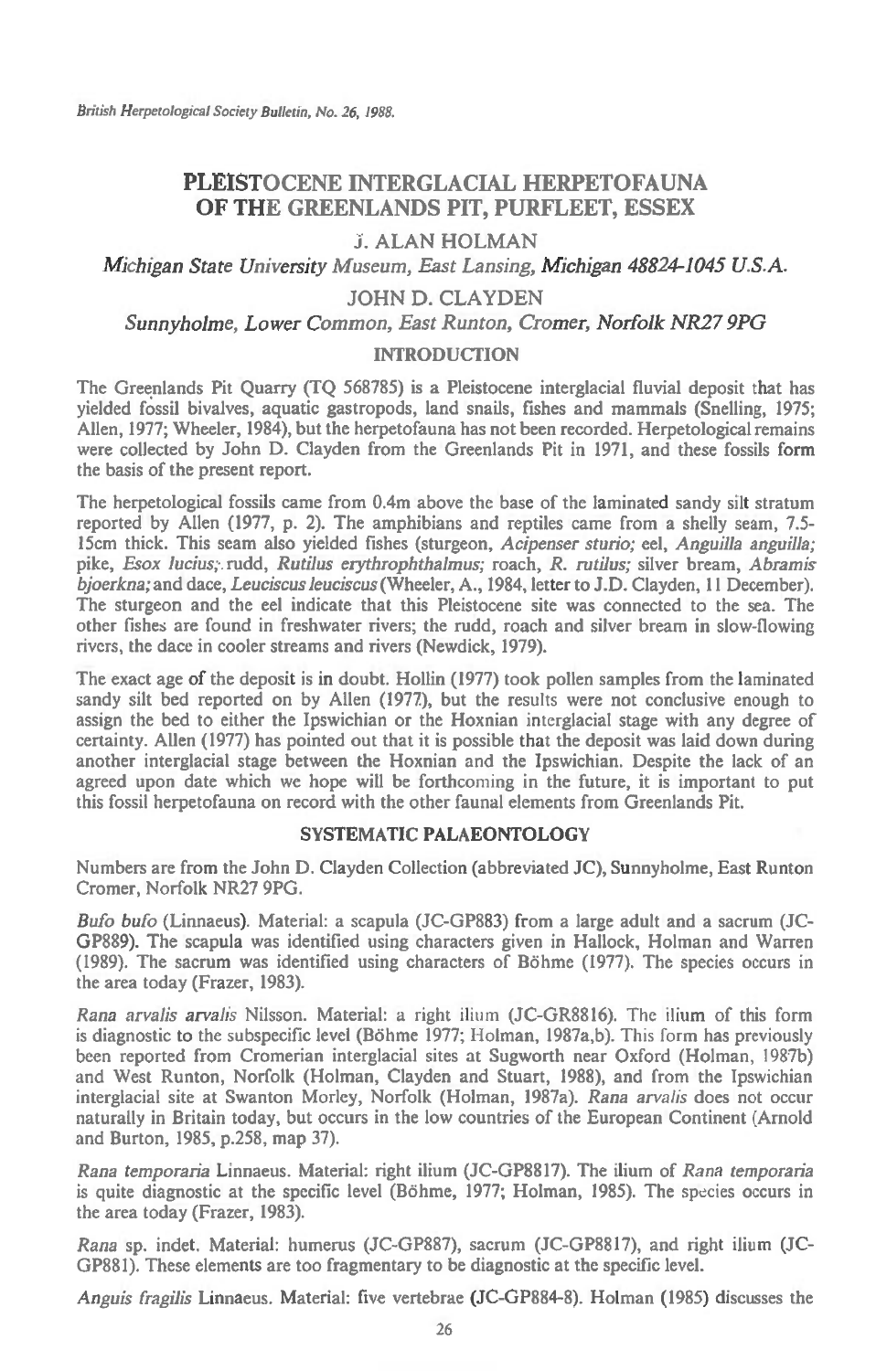# PLEISTOCENE INTERGLACIAL HERPETOFAUNA OF THE GREENLANDS PIT, PURFLEET, ESSEX

J. ALAN HOLMAN

*Michigan State University Museum, East Lansing, Michigan 48824-1045 U.S.A.*

JOHN D. CLAYDEN

*Sunnyholme, Lower Common, East Runton, Cromer, Norfolk NR27 9PG*

## INTRODUCTION

The Greenlands Pit Quarry (TQ 568785) is a Pleistocene interglacial fluvial deposit that has yielded fossil bivalves, aquatic gastropods, land snails, fishes and mammals (Snelling, 1975; Allen, 1977; Wheeler, 1984), but the herpetofauna has not been recorded. Herpetological remains were collected by John D. Clayden from the Greenlands Pit in 1971, and these fossils form the basis of the present report.

The herpetological fossils came from 0.4m above the base of the laminated sandy silt stratum reported by Allen (1977, p. 2). The amphibians and reptiles came from a shelly seam, 7.5-15cm thick. This seam also yielded fishes (sturgeon, *Acipenser sturio;* eel, *Anguilla anguilla;* pike, *Esox lucius;* rudd, *Rutilus erythrophthalmus;* roach, *R. rutilus;* silver bream, *Abramis bjoerkna;* and dace, *Leuciscus leuciscus* (Wheeler, A., 1984, letter to J.D. Clayden, 11 December). The sturgeon and the eel indicate that this Pleistocene site was connected to the sea. The other fishes are found in freshwater rivers; the rudd, roach and silver bream in slow-flowing rivers, the dace in cooler streams and rivers (Newdick, 1979).

The exact age of the deposit is in doubt. Hollin (1977) took pollen samples from the laminated sandy silt bed reported on by Allen (1977), but the results were not conclusive enough to assign the bed to either the Ipswichian or the Hoxnian interglacial stage with any degree of certainty. Allen (1977) has pointed out that it is possible that the deposit was laid down during another interglacial stage between the Hoxnian and the Ipswichian. Despite the lack of an agreed upon date which we hope will be forthcoming in the future, it is important to put this fossil herpetofauna on record with the other faunal elements from Greenlands Pit.

## SYSTEMATIC PALAEONTOLOGY

Numbers are from the John D. Clayden Collection (abbreviated JC), Sunnyholme, East Runton Cromer, Norfolk NR27 9PG.

*Bufo bufo* (Linnaeus). Material: a scapula (JC-GP883) from a large adult and a sacrum (JC-GP889). The scapula was identified using characters given in Hallock, Holman and Warren (1989). The sacrum was identified using characters of Böhme (1977). The species occurs in the area today (Frazer, 1983).

*Rana arvalis arvalis* Nilsson. Material: a right ilium (JC-GR8816). The ilium of this form is diagnostic to the subspecific level (Böhme 1977; Holman, 1987a,b). This form has previously been reported from Cromerian interglacial sites at Sugworth near Oxford (Holman, 1987b) and West Runton, Norfolk (Holman, Clayden and Stuart, 1988), and from the Ipswichian interglacial site at Swanton Morley, Norfolk (Holman, 1987a). *Rana arvalis* does not occur naturally in Britain today, but occurs in the low countries of the European Continent (Arnold and Burton, 1985, p.258, map 37).

*Rana temporaria* Linnaeus. Material: right ilium (JC-GP8817). The ilium of *Rana temporaria* is quite diagnostic at the specific level (Böhme, 1977; Holman, 1985). The species occurs in the area today (Frazer, 1983).

*Rana* sp. indet. Material: humerus (JC-GP887), sacrum (JC-GP8817), and right ilium (JC-GP881). These elements are too fragmentary to be diagnostic at the specific level.

*Anguis fragilis* Linnaeus. Material: five vertebrae (JC-GP884-8). Holman (1985) discusses the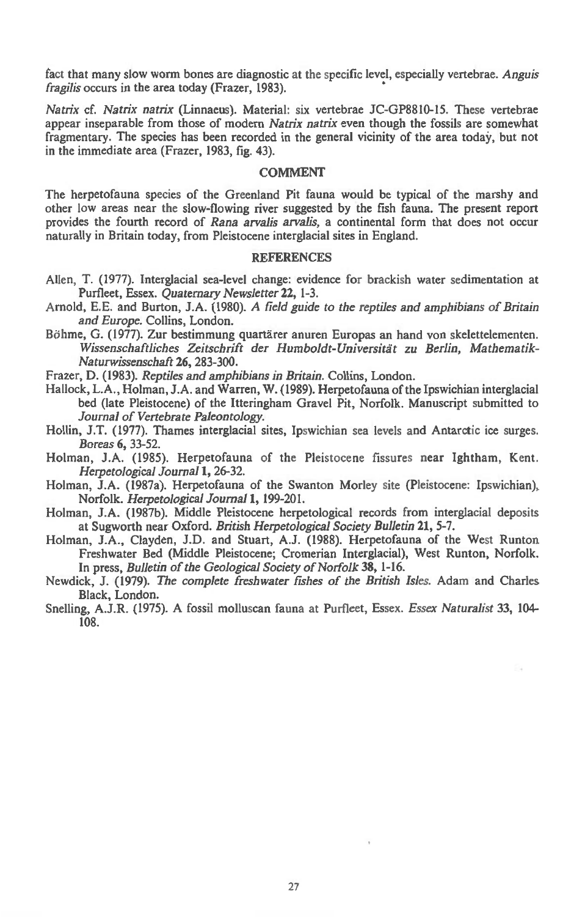fact that many slow worm bones are diagnostic at the specific level, especially vertebrae. *Anguis fragilis* occurs in the area today (Frazer, 1983).

*Natrix* cf. *Natrix natrix* (Linnaeus). Material: six vertebrae JC-GP8810-15. These vertebrae appear inseparable from those of modern *Natrix natrix* even though the fossils are somewhat fragmentary. The species has been recorded in the general vicinity of the area today, but not in the immediate area (Frazer, 1983, fig. 43).

## COMMENT

The herpetofauna species of the Greenland Pit fauna would be typical of the marshy and other low areas near the slow-flowing river suggested by the fish fauna. The present report provides the fourth record of *Rana arvalis arvalis*, a continental form that does not occur naturally in Britain today, from Pleistocene interglacial sites in England.

## REFERENCES

Allen, T. (1977). Interglacial sea-level change: evidence for brackish water sedimentation at Purfleet, Essex. *Quaternary Newsletter* **22**, 1-3.

Arnold, E.E. and Burton, J.A. (1980). *A field guide to the reptiles and amphibians of Britain and Europe.* Collins, London.

Böhme, G. (1977). Zur bestimmung quartärer anuren Europas an hand von skelettelementen. *Wissenschaftliches Zeitschrift der Humboldt-Universität zu Berlin, Mathematik-Naturwissenschaft* **26**, 283-300.

Frazer, D. (1983). *Reptiles and amphibians in Britain.* Collins, London.

Hallock, L.A., Holman, J.A. and Warren, W. (1989). Herpetofauna of the Ipswichian interglacial bed (late Pleistocene) of the Itteringham Gravel Pit, Norfolk. Manuscript submitted to *Journal of Vertebrate Paleontology.*

Hollin, J.T. (1977). Thames interglacial sites, Ipswichian sea levels and Antarctic ice surges. *Boreas* **6**, 33-52.

Holman, J.A. (1985). Herpetofauna of the Pleistocene fissures near Ightham, Kent. *Herpetological Journal* **1**, 26-32.

Holman, J.A. (1987a). Herpetofauna of the Swanton Morley site (Pleistocene: Ipswichian), Norfolk. *Herpetological Journal* **1**, 199-201.

Holman, J.A. (1987b). Middle Pleistocene herpetological records from interglacial deposits at Sugworth near Oxford. *British Herpetological Society Bulletin* **21**, 5-7.

Holman, J.A., Clayden, J.D. and Stuart, A.J. (1988). Herpetofauna of the West Runton Freshwater Bed (Middle Pleistocene; Cromerian Interglacial), West Runton, Norfolk. In press, *Bulletin of the Geological Society of Norfolk* **38**, 1-16.

Newdick, J. (1979). *The complete freshwater fishes of the British Isles.* Adam and Charles Black, London.

Snelling, A.J.R. (1975). A fossil molluscan fauna at Purfleet, Essex. *Essex Naturalist* **33**, 104-108.